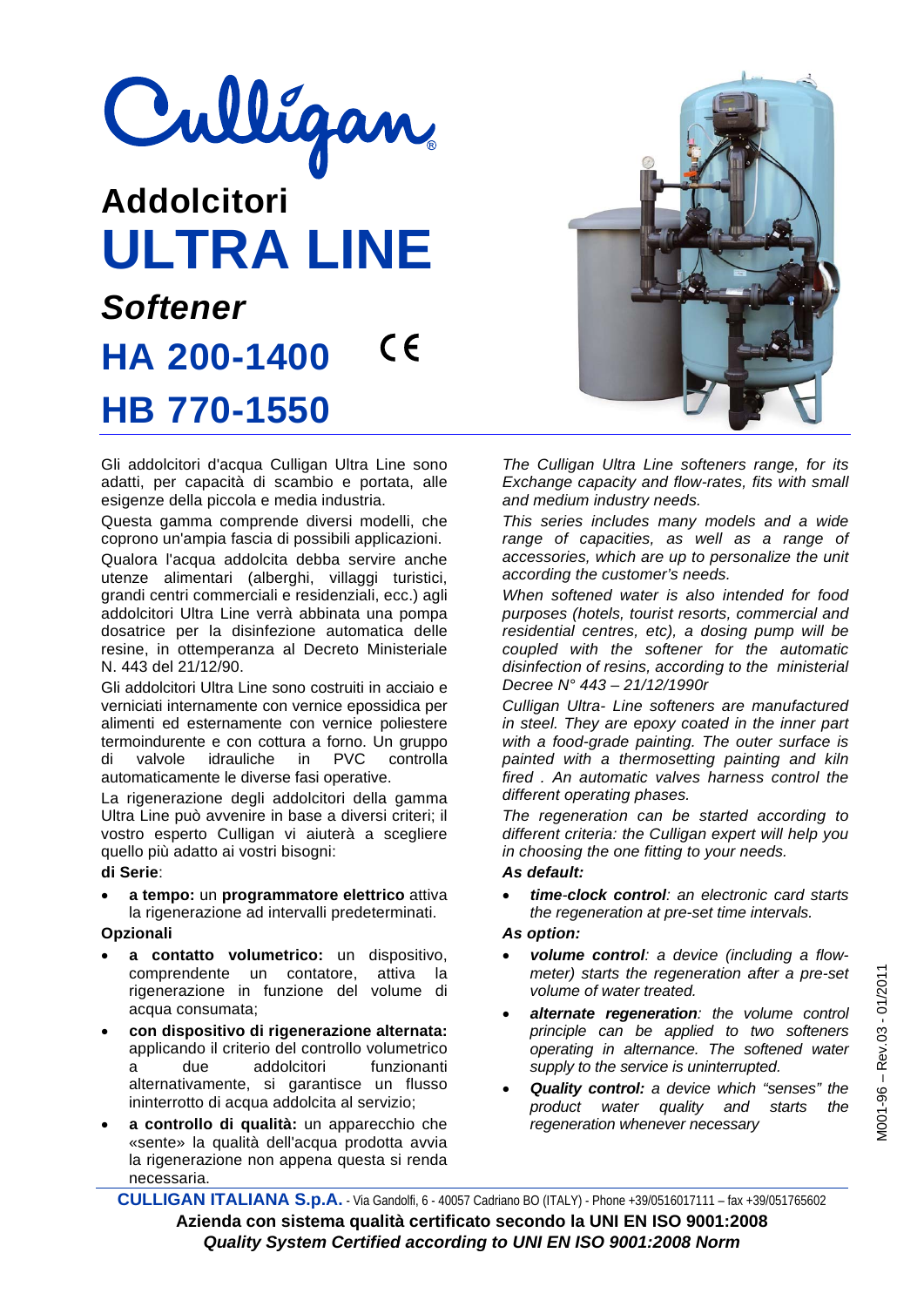# Culligan

## Addolcitori

# ULTRA LINE

## *Softener*

## HA 200-1400 CE

## HB 770-1550

Gli addolcitori d'acqua Culligan Ultra Line sono adatti, per capacità di scambio e portata, alle esigenze della piccola e media industria.

Questa gamma comprende diversi modelli, che coprono un'ampia fascia di possibili applicazioni.

Qualora l'acqua addolcita debba servire anche utenze alimentari (alberghi, villaggi turistici, grandi centri commerciali e residenziali, ecc.) agli addolcitori Ultra Line verrà abbinata una pompa dosatrice per la disinfezione automatica delle resine, in ottemperanza al Decreto Ministeriale N. 443 del 21/12/90.

Gli addolcitori Ultra Line sono costruiti in acciaio e verniciati internamente con vernice epossidica per alimenti ed esternamente con vernice poliestere termoindurente e con cottura a forno. Un gruppo di valvole idrauliche in PVC controlla automaticamente le diverse fasi operative.

La rigenerazione degli addolcitori della gamma Ultra Line può avvenire in base a diversi criteri; il vostro esperto Culligan vi aiuterà a scegliere quello più adatto ai vostri bisogni:

**di Serie**:

- **a tempo:** un **programmatore elettrico** attiva la rigenerazione ad intervalli predeterminati.

**Opzionali**

- **a contatto volumetrico:** un dispositivo, comprendente un contatore, attiva la rigenerazione in funzione del volume di acqua consumata;
- **con dispositivo di rigenerazione alternata:** applicando il criterio del controllo volumetrico a due addolcitori funzionanti alternativamente, si garantisce un flusso ininterrotto di acqua addolcita al servizio;
- **a controllo di qualità:** un apparecchio che «sente» la qualità dell'acqua prodotta avvia la rigenerazione non appena questa si renda necessaria.

*The Culligan Ultra Line softeners range, for its Exchange capacity and flow-rates, fits with small and medium industry needs.*

*This series includes many models and a wide range of capacities, as well as a range of accessories, which are up to personalize the unit according the customer's needs.*

*When softened water is also intended for food purposes (hotels, tourist resorts, commercial and residential centres, etc), a dosing pump will be coupled with the softener for the automatic disinfection of resins, according to the ministerial Decree N° 443 – 21/12/1990r*

*Culligan Ultra- Line softeners are manufactured in steel. They are epoxy coated in the inner part with a food-grade painting. The outer surface is painted with a thermosetting painting and kiln fired . An automatic valves harness control the different operating phases.*

*The regeneration can be started according to different criteria: the Culligan expert will help you in choosing the one fitting to your needs.*

***As default:***

- ***time-clock control**: an electronic card starts the regeneration at pre-set time intervals.*

***As option:***

- ***volume control**: a device (including a flow-meter) starts the regeneration after a pre-set volume of water treated.*
- ***alternate regeneration**: the volume control principle can be applied to two softeners operating in alternance. The softened water supply to the service is uninterrupted.*
- ***Quality control:** a device which "senses" the product water quality and starts the regeneration whenever necessary*

M001-96 – Rev.03 - 01/2011

**CULLIGAN ITALIANA S.p.A.** - Via Gandolfi, 6 - 40057 Cadriano BO (ITALY) - Phone +39/0516017111 – fax +39/051765602

**Azienda con sistema qualità certificato secondo la UNI EN ISO 9001:2008**

***Quality System Certified according to UNI EN ISO 9001:2008 Norm***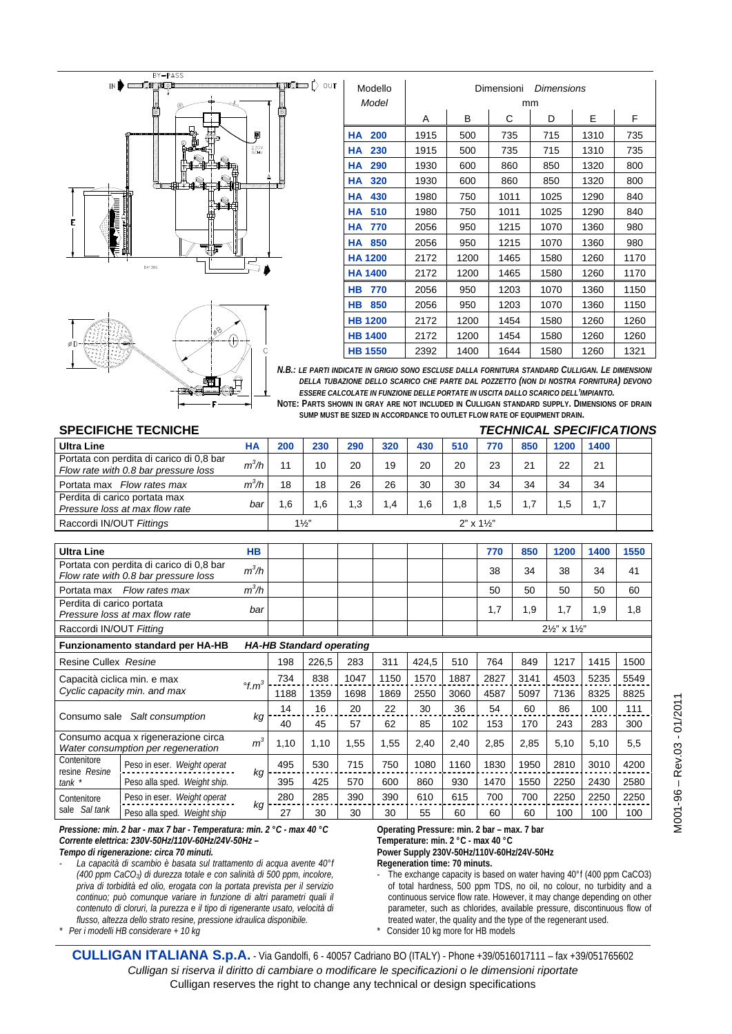| Modello *Model* | Dimensioni *Dimensions* mm | | | | | |
|---|---|---|---|---|---|---|
| | A | B | C | D | E | F |
| **HA 200** | 1915 | 500 | 735 | 715 | 1310 | 735 |
| **HA 230** | 1915 | 500 | 735 | 715 | 1310 | 735 |
| **HA 290** | 1930 | 600 | 860 | 850 | 1320 | 800 |
| **HA 320** | 1930 | 600 | 860 | 850 | 1320 | 800 |
| **HA 430** | 1980 | 750 | 1011 | 1025 | 1290 | 840 |
| **HA 510** | 1980 | 750 | 1011 | 1025 | 1290 | 840 |
| **HA 770** | 2056 | 950 | 1215 | 1070 | 1360 | 980 |
| **HA 850** | 2056 | 950 | 1215 | 1070 | 1360 | 980 |
| **HA 1200** | 2172 | 1200 | 1465 | 1580 | 1260 | 1170 |
| **HA 1400** | 2172 | 1200 | 1465 | 1580 | 1260 | 1170 |
| **HB 770** | 2056 | 950 | 1203 | 1070 | 1360 | 1150 |
| **HB 850** | 2056 | 950 | 1203 | 1070 | 1360 | 1150 |
| **HB 1200** | 2172 | 1200 | 1454 | 1580 | 1260 | 1260 |
| **HB 1400** | 2172 | 1200 | 1454 | 1580 | 1260 | 1260 |
| **HB 1550** | 2392 | 1400 | 1644 | 1580 | 1260 | 1321 |

***N.B.: LE PARTI INDICATE IN GRIGIO SONO ESCLUSE DALLA FORNITURA STANDARD CULLIGAN. LE DIMENSIONI DELLA TUBAZIONE DELLO SCARICO CHE PARTE DAL POZZETTO (NON DI NOSTRA FORNITURA) DEVONO ESSERE CALCOLATE IN FUNZIONE DELLE PORTATE IN USCITA DALLO SCARICO DELL'IMPIANTO.***

**NOTE: PARTS SHOWN IN GRAY ARE NOT INCLUDED IN CULLIGAN STANDARD SUPPLY. DIMENSIONS OF DRAIN SUMP MUST BE SIZED IN ACCORDANCE TO OUTLET FLOW RATE OF EQUIPMENT DRAIN.**

## SPECIFICHE TECNICHE — *TECHNICAL SPECIFICATIONS*

| Ultra Line | HA | 200 | 230 | 290 | 320 | 430 | 510 | 770 | 850 | 1200 | 1400 | |
|---|---|---|---|---|---|---|---|---|---|---|---|---|
| Portata con perdita di carico di 0,8 bar *Flow rate with 0.8 bar pressure loss* | $m^3/h$ | 11 | 10 | 20 | 19 | 20 | 20 | 23 | 21 | 22 | 21 | |
| Portata max *Flow rates max* | $m^3/h$ | 18 | 18 | 26 | 26 | 30 | 30 | 34 | 34 | 34 | 34 | |
| Perdita di carico portata max *Pressure loss at max flow rate* | *bar* | 1,6 | 1,6 | 1,3 | 1,4 | 1,6 | 1,8 | 1,5 | 1,7 | 1,5 | 1,7 | |
| Raccordi IN/OUT *Fittings* | | 1½" | | 2" x 1½" | | | | | | | | |

| Ultra Line | HB | | | | | | | 770 | 850 | 1200 | 1400 | 1550 |
|---|---|---|---|---|---|---|---|---|---|---|---|---|
| Portata con perdita di carico di 0,8 bar *Flow rate with 0.8 bar pressure loss* | $m^3/h$ | | | | | | | 38 | 34 | 38 | 34 | 41 |
| Portata max *Flow rates max* | $m^3/h$ | | | | | | | 50 | 50 | 50 | 50 | 60 |
| Perdita di carico portata *Pressure loss at max flow rate* | *bar* | | | | | | | 1,7 | 1,9 | 1,7 | 1,9 | 1,8 |
| Raccordi IN/OUT *Fitting* | | | | | | | | 2½" x 1½" | | | | |
| **Funzionamento standard per HA-HB** ***HA-HB Standard operating*** | | | | | | | | | | | | |
| Resine Cullex *Resine* | | 198 | 226,5 | 283 | 311 | 424,5 | 510 | 764 | 849 | 1217 | 1415 | 1500 |
| Capacità ciclica min. e max *Cyclic capacity min. and max* | $°f.m^3$ | 734 | 838 | 1047 | 1150 | 1570 | 1887 | 2827 | 3141 | 4503 | 5235 | 5549 |
| | | 1188 | 1359 | 1698 | 1869 | 2550 | 3060 | 4587 | 5097 | 7136 | 8325 | 8825 |
| Consumo sale *Salt consumption* | *kg* | 14 | 16 | 20 | 22 | 30 | 36 | 54 | 60 | 86 | 100 | 111 |
| | | 40 | 45 | 57 | 62 | 85 | 102 | 153 | 170 | 243 | 283 | 300 |
| Consumo acqua x rigenerazione circa *Water consumption per regeneration* | $m^3$ | 1,10 | 1,10 | 1,55 | 1,55 | 2,40 | 2,40 | 2,85 | 2,85 | 5,10 | 5,10 | 5,5 |
| Contenitore resine *Resine tank* * – Peso in eser. *Weight operat* | *kg* | 495 | 530 | 715 | 750 | 1080 | 1160 | 1830 | 1950 | 2810 | 3010 | 4200 |
| Contenitore resine *Resine tank* * – Peso alla sped. *Weight ship.* | *kg* | 395 | 425 | 570 | 600 | 860 | 930 | 1470 | 1550 | 2250 | 2430 | 2580 |
| Contenitore sale *Sal tank* – Peso in eser. *Weight operat* | *kg* | 280 | 285 | 390 | 390 | 610 | 615 | 700 | 700 | 2250 | 2250 | 2250 |
| Contenitore sale *Sal tank* – Peso alla sped. *Weight ship* | *kg* | 27 | 30 | 30 | 30 | 55 | 60 | 60 | 60 | 100 | 100 | 100 |

***Pressione: min. 2 bar - max 7 bar - Temperatura: min. 2 °C - max 40 °C***
***Corrente elettrica: 230V-50Hz/110V-60Hz/24V-50Hz –***
***Tempo di rigenerazione: circa 70 minuti.***

- *La capacità di scambio è basata sul trattamento di acqua avente 40°f (400 ppm $CaCO_3$) di durezza totale e con salinità di 500 ppm, incolore, priva di torbidità ed olio, erogata con la portata prevista per il servizio continuo; può comunque variare in funzione di altri parametri quali il contenuto di cloruri, la purezza e il tipo di rigenerante usato, velocità di flusso, altezza dello strato resine, pressione idraulica disponibile.*

\* *Per i modelli HB considerare + 10 kg*

**Operating Pressure: min. 2 bar – max. 7 bar**
**Temperature: min. 2 °C - max 40 °C**
**Power Supply 230V-50Hz/110V-60Hz/24V-50Hz**
**Regeneration time: 70 minutes.**

- The exchange capacity is based on water having 40°f (400 ppm CaCO3) of total hardness, 500 ppm TDS, no oil, no colour, no turbidity and a continuous service flow rate. However, it may change depending on other parameter, such as chlorides, available pressure, discontinuous flow of treated water, the quality and the type of the regenerant used.

\* Consider 10 kg more for HB models

**CULLIGAN ITALIANA S.p.A.** - Via Gandolfi, 6 - 40057 Cadriano BO (ITALY) - Phone +39/0516017111 – fax +39/051765602

*Culligan si riserva il diritto di cambiare o modificare le specificazioni o le dimensioni riportate*

Culligan reserves the right to change any technical or design specifications

M001-96 – Rev.03 - 01/2011